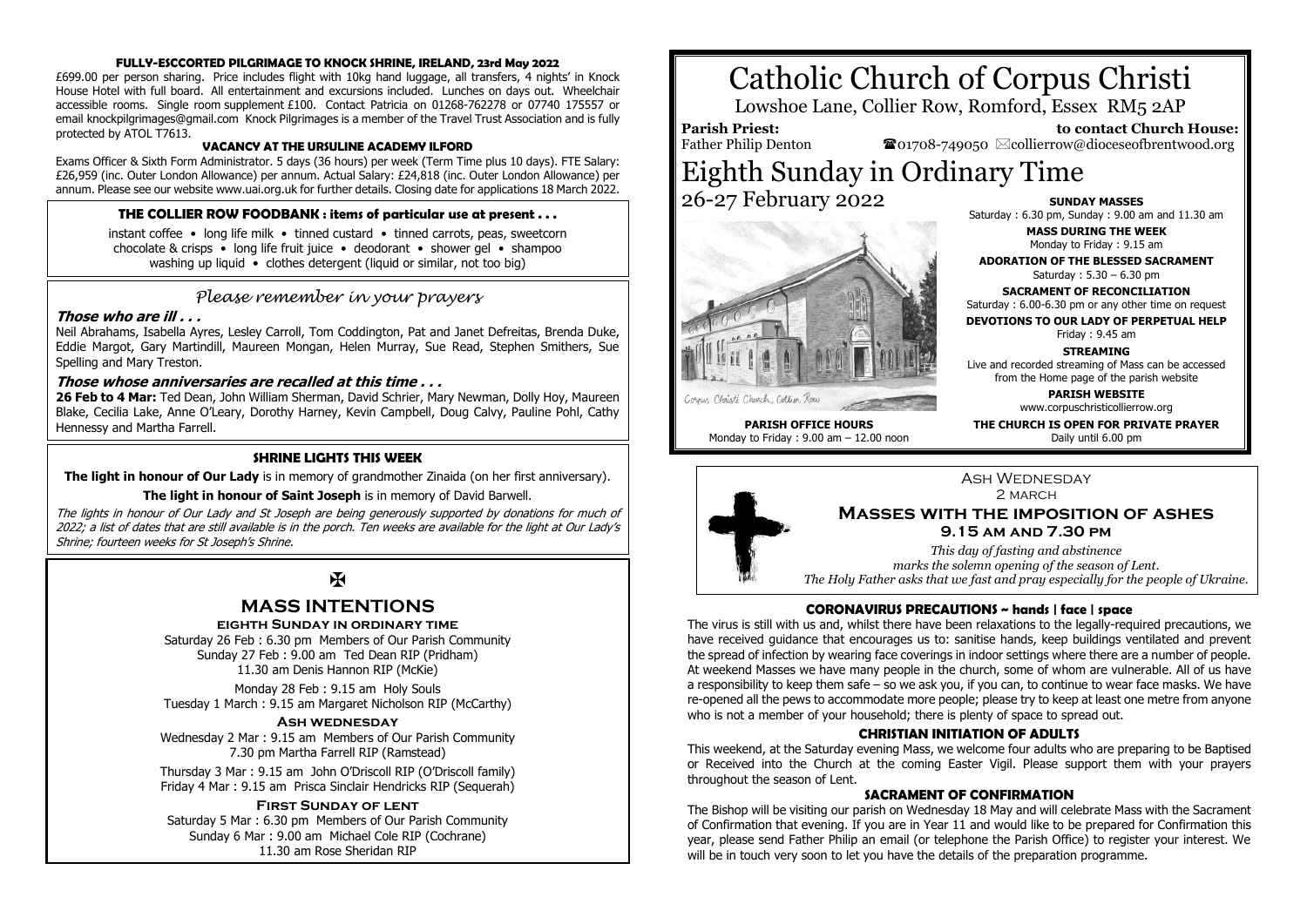# Catholic Church of Corpus Christi

Lowshoe Lane, Collier Row, Romford, Essex RM5 2AP

**Parish Priest:** Father Philip Denton

**to contact Church House:** ☎01708-749050 ✉collierrow@dioceseofbrentwood.org

# Eighth Sunday in Ordinary Time

## 26-27 February 2022

**SUNDAY MASSES**
Saturday : 6.30 pm, Sunday : 9.00 am and 11.30 am

**MASS DURING THE WEEK**
Monday to Friday : 9.15 am

**ADORATION OF THE BLESSED SACRAMENT**
Saturday : 5.30 – 6.30 pm

**SACRAMENT OF RECONCILIATION**
Saturday : 6.00-6.30 pm or any other time on request

**DEVOTIONS TO OUR LADY OF PERPETUAL HELP**
Friday : 9.45 am

**STREAMING**
Live and recorded streaming of Mass can be accessed from the Home page of the parish website

**PARISH WEBSITE**
www.corpuschristicollierrow.org

**THE CHURCH IS OPEN FOR PRIVATE PRAYER**
Daily until 6.00 pm

**PARISH OFFICE HOURS**
Monday to Friday : 9.00 am – 12.00 noon

### Ash Wednesday
2 March

### Masses with the imposition of ashes
**9.15 am and 7.30 pm**

*This day of fasting and abstinence marks the solemn opening of the season of Lent. The Holy Father asks that we fast and pray especially for the people of Ukraine.*

### CORONAVIRUS PRECAUTIONS ~ hands | face | space

The virus is still with us and, whilst there have been relaxations to the legally-required precautions, we have received guidance that encourages us to: sanitise hands, keep buildings ventilated and prevent the spread of infection by wearing face coverings in indoor settings where there are a number of people. At weekend Masses we have many people in the church, some of whom are vulnerable. All of us have a responsibility to keep them safe – so we ask you, if you can, to continue to wear face masks. We have re-opened all the pews to accommodate more people; please try to keep at least one metre from anyone who is not a member of your household; there is plenty of space to spread out.

### CHRISTIAN INITIATION OF ADULTS

This weekend, at the Saturday evening Mass, we welcome four adults who are preparing to be Baptised or Received into the Church at the coming Easter Vigil. Please support them with your prayers throughout the season of Lent.

### SACRAMENT OF CONFIRMATION

The Bishop will be visiting our parish on Wednesday 18 May and will celebrate Mass with the Sacrament of Confirmation that evening. If you are in Year 11 and would like to be prepared for Confirmation this year, please send Father Philip an email (or telephone the Parish Office) to register your interest. We will be in touch very soon to let you have the details of the preparation programme.

### FULLY-ESCCORTED PILGRIMAGE TO KNOCK SHRINE, IRELAND, 23rd May 2022

£699.00 per person sharing. Price includes flight with 10kg hand luggage, all transfers, 4 nights' in Knock House Hotel with full board. All entertainment and excursions included. Lunches on days out. Wheelchair accessible rooms. Single room supplement £100. Contact Patricia on 01268-762278 or 07740 175557 or email knockpilgrimages@gmail.com Knock Pilgrimages is a member of the Travel Trust Association and is fully protected by ATOL T7613.

### VACANCY AT THE URSULINE ACADEMY ILFORD

Exams Officer & Sixth Form Administrator. 5 days (36 hours) per week (Term Time plus 10 days). FTE Salary: £26,959 (inc. Outer London Allowance) per annum. Actual Salary: £24,818 (inc. Outer London Allowance) per annum. Please see our website www.uai.org.uk for further details. Closing date for applications 18 March 2022.

### THE COLLIER ROW FOODBANK : items of particular use at present . . .

instant coffee • long life milk • tinned custard • tinned carrots, peas, sweetcorn
chocolate & crisps • long life fruit juice • deodorant • shower gel • shampoo
washing up liquid • clothes detergent (liquid or similar, not too big)

### *Please remember in your prayers*

***Those who are ill . . .***

Neil Abrahams, Isabella Ayres, Lesley Carroll, Tom Coddington, Pat and Janet Defreitas, Brenda Duke, Eddie Margot, Gary Martindill, Maureen Mongan, Helen Murray, Sue Read, Stephen Smithers, Sue Spelling and Mary Treston.

***Those whose anniversaries are recalled at this time . . .***

**26 Feb to 4 Mar:** Ted Dean, John William Sherman, David Schrier, Mary Newman, Dolly Hoy, Maureen Blake, Cecilia Lake, Anne O'Leary, Dorothy Harney, Kevin Campbell, Doug Calvy, Pauline Pohl, Cathy Hennessy and Martha Farrell.

### SHRINE LIGHTS THIS WEEK

**The light in honour of Our Lady** is in memory of grandmother Zinaida (on her first anniversary).

**The light in honour of Saint Joseph** is in memory of David Barwell.

*The lights in honour of Our Lady and St Joseph are being generously supported by donations for much of 2022; a list of dates that are still available is in the porch. Ten weeks are available for the light at Our Lady's Shrine; fourteen weeks for St Joseph's Shrine.*

✠

### MASS INTENTIONS

**EIGHTH SUNDAY IN ORDINARY TIME**

Saturday 26 Feb : 6.30 pm Members of Our Parish Community
Sunday 27 Feb : 9.00 am Ted Dean RIP (Pridham)
11.30 am Denis Hannon RIP (McKie)

Monday 28 Feb : 9.15 am Holy Souls
Tuesday 1 March : 9.15 am Margaret Nicholson RIP (McCarthy)

**ASH WEDNESDAY**

Wednesday 2 Mar : 9.15 am Members of Our Parish Community
7.30 pm Martha Farrell RIP (Ramstead)

Thursday 3 Mar : 9.15 am John O'Driscoll RIP (O'Driscoll family)
Friday 4 Mar : 9.15 am Prisca Sinclair Hendricks RIP (Sequerah)

**FIRST SUNDAY OF LENT**

Saturday 5 Mar : 6.30 pm Members of Our Parish Community
Sunday 6 Mar : 9.00 am Michael Cole RIP (Cochrane)
11.30 am Rose Sheridan RIP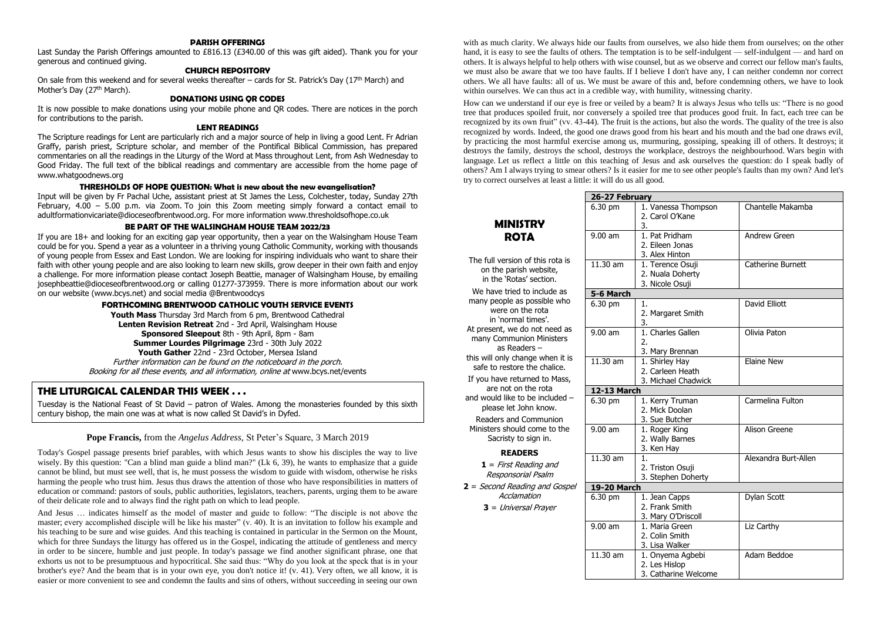#### PARISH OFFERINGS

Last Sunday the Parish Offerings amounted to £816.13 (£340.00 of this was gift aided). Thank you for your generous and continued giving.

#### CHURCH REPOSITORY

On sale from this weekend and for several weeks thereafter – cards for St. Patrick's Day (17th March) and Mother's Day (27th March).

#### DONATIONS USING QR CODES

It is now possible to make donations using your mobile phone and QR codes. There are notices in the porch for contributions to the parish.

#### LENT READINGS

The Scripture readings for Lent are particularly rich and a major source of help in living a good Lent. Fr Adrian Graffy, parish priest, Scripture scholar, and member of the Pontifical Biblical Commission, has prepared commentaries on all the readings in the Liturgy of the Word at Mass throughout Lent, from Ash Wednesday to Good Friday. The full text of the biblical readings and commentary are accessible from the home page of www.whatgoodnews.org

#### THRESHOLDS OF HOPE QUESTION: What is new about the new evangelisation?

Input will be given by Fr Pachal Uche, assistant priest at St James the Less, Colchester, today, Sunday 27th February, 4.00 – 5.00 p.m. via Zoom. To join this Zoom meeting simply forward a contact email to adultformationvicariate@dioceseofbrentwood.org. For more information www.thresholdsofhope.co.uk

#### BE PART OF THE WALSINGHAM HOUSE TEAM 2022/23

If you are 18+ and looking for an exciting gap year opportunity, then a year on the Walsingham House Team could be for you. Spend a year as a volunteer in a thriving young Catholic Community, working with thousands of young people from Essex and East London. We are looking for inspiring individuals who want to share their faith with other young people and are also looking to learn new skills, grow deeper in their own faith and enjoy a challenge. For more information please contact Joseph Beattie, manager of Walsingham House, by emailing josephbeattie@dioceseofbrentwood.org or calling 01277-373959. There is more information about our work on our website (www.bcys.net) and social media @Brentwoodcys

#### FORTHCOMING BRENTWOOD CATHOLIC YOUTH SERVICE EVENTS

**Youth Mass** Thursday 3rd March from 6 pm, Brentwood Cathedral
**Lenten Revision Retreat** 2nd - 3rd April, Walsingham House
**Sponsored Sleepout** 8th - 9th April, 8pm - 8am
**Summer Lourdes Pilgrimage** 23rd - 30th July 2022
**Youth Gather** 22nd - 23rd October, Mersea Island
*Further information can be found on the noticeboard in the porch.*
*Booking for all these events, and all information, online at* www.bcys.net/events

## THE LITURGICAL CALENDAR THIS WEEK . . .

Tuesday is the National Feast of St David – patron of Wales. Among the monasteries founded by this sixth century bishop, the main one was at what is now called St David's in Dyfed.

### Pope Francis, from the *Angelus Address*, St Peter's Square, 3 March 2019

Today's Gospel passage presents brief parables, with which Jesus wants to show his disciples the way to live wisely. By this question: "Can a blind man guide a blind man?" (Lk 6, 39), he wants to emphasize that a guide cannot be blind, but must see well, that is, he must possess the wisdom to guide with wisdom, otherwise he risks harming the people who trust him. Jesus thus draws the attention of those who have responsibilities in matters of education or command: pastors of souls, public authorities, legislators, teachers, parents, urging them to be aware of their delicate role and to always find the right path on which to lead people.

And Jesus … indicates himself as the model of master and guide to follow: "The disciple is not above the master; every accomplished disciple will be like his master" (v. 40). It is an invitation to follow his example and his teaching to be sure and wise guides. And this teaching is contained in particular in the Sermon on the Mount, which for three Sundays the liturgy has offered us in the Gospel, indicating the attitude of gentleness and mercy in order to be sincere, humble and just people. In today's passage we find another significant phrase, one that exhorts us not to be presumptuous and hypocritical. She said thus: "Why do you look at the speck that is in your brother's eye? And the beam that is in your own eye, you don't notice it! (v. 41). Very often, we all know, it is easier or more convenient to see and condemn the faults and sins of others, without succeeding in seeing our own with as much clarity. We always hide our faults from ourselves, we also hide them from ourselves; on the other hand, it is easy to see the faults of others. The temptation is to be self-indulgent — self-indulgent — and hard on others. It is always helpful to help others with wise counsel, but as we observe and correct our fellow man's faults, we must also be aware that we too have faults. If I believe I don't have any, I can neither condemn nor correct others. We all have faults: all of us. We must be aware of this and, before condemning others, we have to look within ourselves. We can thus act in a credible way, with humility, witnessing charity.

How can we understand if our eye is free or veiled by a beam? It is always Jesus who tells us: "There is no good tree that produces spoiled fruit, nor conversely a spoiled tree that produces good fruit. In fact, each tree can be recognized by its own fruit" (vv. 43-44). The fruit is the actions, but also the words. The quality of the tree is also recognized by words. Indeed, the good one draws good from his heart and his mouth and the bad one draws evil, by practicing the most harmful exercise among us, murmuring, gossiping, speaking ill of others. It destroys; it destroys the family, destroys the school, destroys the workplace, destroys the neighbourhood. Wars begin with language. Let us reflect a little on this teaching of Jesus and ask ourselves the question: do I speak badly of others? Am I always trying to smear others? Is it easier for me to see other people's faults than my own? And let's try to correct ourselves at least a little: it will do us all good.

## MINISTRY ROTA

The full version of this rota is on the parish website, in the 'Rotas' section.

We have tried to include as many people as possible who were on the rota in 'normal times'.

At present, we do not need as many Communion Ministers as Readers – this will only change when it is safe to restore the chalice.

If you have returned to Mass, are not on the rota and would like to be included – please let John know.

Readers and Communion Ministers should come to the Sacristy to sign in.

### READERS

**1** = *First Reading and Responsial Psalm*
**2** = *Second Reading and Gospel Acclamation*
**3** = *Universal Prayer*

| | | |
|---|---|---|
| **26-27 February** | | |
| 6.30 pm | 1. Vanessa Thompson<br>2. Carol O'Kane<br>3. | Chantelle Makamba |
| 9.00 am | 1. Pat Pridham<br>2. Eileen Jonas<br>3. Alex Hinton | Andrew Green |
| 11.30 am | 1. Terence Osuji<br>2. Nuala Doherty<br>3. Nicole Osuji | Catherine Burnett |
| **5-6 March** | | |
| 6.30 pm | 1.<br>2. Margaret Smith<br>3. | David Elliott |
| 9.00 am | 1. Charles Gallen<br>2.<br>3. Mary Brennan | Olivia Paton |
| 11.30 am | 1. Shirley Hay<br>2. Carleen Heath<br>3. Michael Chadwick | Elaine New |
| **12-13 March** | | |
| 6.30 pm | 1. Kerry Truman<br>2. Mick Doolan<br>3. Sue Butcher | Carmelina Fulton |
| 9.00 am | 1. Roger King<br>2. Wally Barnes<br>3. Ken Hay | Alison Greene |
| 11.30 am | 1.<br>2. Triston Osuji<br>3. Stephen Doherty | Alexandra Burt-Allen |
| **19-20 March** | | |
| 6.30 pm | 1. Jean Capps<br>2. Frank Smith<br>3. Mary O'Driscoll | Dylan Scott |
| 9.00 am | 1. Maria Green<br>2. Colin Smith<br>3. Lisa Walker | Liz Carthy |
| 11.30 am | 1. Onyema Agbebi<br>2. Les Hislop<br>3. Catharine Welcome | Adam Beddoe |